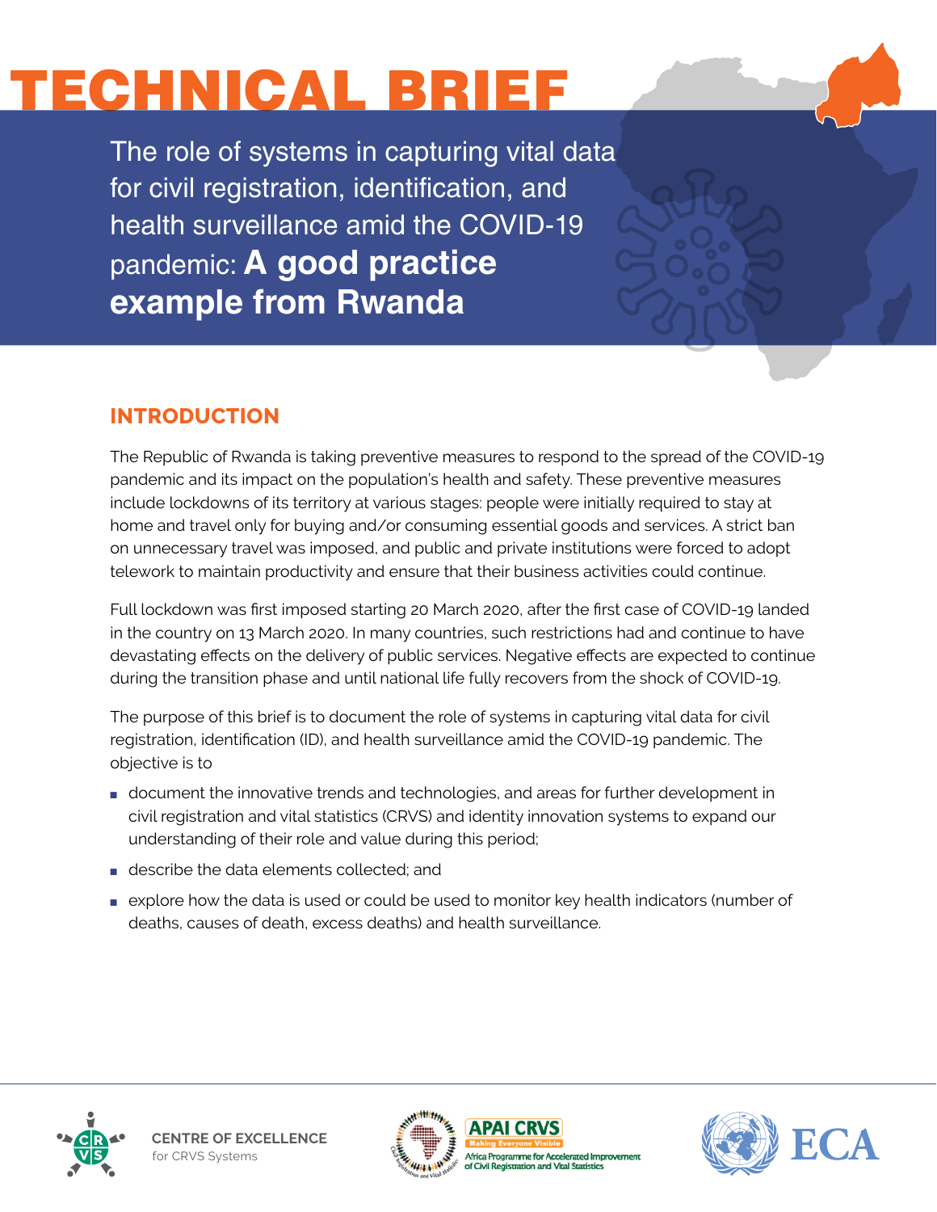# TECHNICAL BRIEF

The role of systems in capturing vital data for civil registration, identification, and health surveillance amid the COVID-19 pandemic: **A good practice example from Rwanda**

## INTRODUCTION

The Republic of Rwanda is taking preventive measures to respond to the spread of the COVID-19 pandemic and its impact on the population's health and safety. These preventive measures include lockdowns of its territory at various stages: people were initially required to stay at home and travel only for buying and/or consuming essential goods and services. A strict ban on unnecessary travel was imposed, and public and private institutions were forced to adopt telework to maintain productivity and ensure that their business activities could continue.

Full lockdown was first imposed starting 20 March 2020, after the first case of COVID-19 landed in the country on 13 March 2020. In many countries, such restrictions had and continue to have devastating effects on the delivery of public services. Negative effects are expected to continue during the transition phase and until national life fully recovers from the shock of COVID-19.

The purpose of this brief is to document the role of systems in capturing vital data for civil registration, identification (ID), and health surveillance amid the COVID-19 pandemic. The objective is to

- document the innovative trends and technologies, and areas for further development in civil registration and vital statistics (CRVS) and identity innovation systems to expand our understanding of their role and value during this period;
- describe the data elements collected; and
- explore how the data is used or could be used to monitor key health indicators (number of deaths, causes of death, excess deaths) and health surveillance.

CENTRE OF EXCELLENCE for CRVS Systems

APAI CRVS — Making Everyone Visible — Africa Programme for Accelerated Improvement of Civil Registration and Vital Statistics

ECA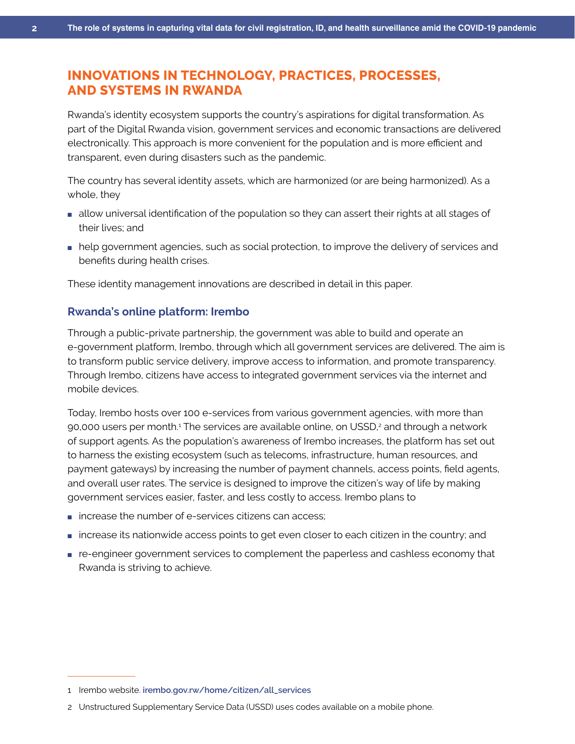## INNOVATIONS IN TECHNOLOGY, PRACTICES, PROCESSES, AND SYSTEMS IN RWANDA

Rwanda's identity ecosystem supports the country's aspirations for digital transformation. As part of the Digital Rwanda vision, government services and economic transactions are delivered electronically. This approach is more convenient for the population and is more efficient and transparent, even during disasters such as the pandemic.

The country has several identity assets, which are harmonized (or are being harmonized). As a whole, they

- allow universal identification of the population so they can assert their rights at all stages of their lives; and
- help government agencies, such as social protection, to improve the delivery of services and benefits during health crises.

These identity management innovations are described in detail in this paper.

### Rwanda's online platform: Irembo

Through a public-private partnership, the government was able to build and operate an e-government platform, Irembo, through which all government services are delivered. The aim is to transform public service delivery, improve access to information, and promote transparency. Through Irembo, citizens have access to integrated government services via the internet and mobile devices.

Today, Irembo hosts over 100 e-services from various government agencies, with more than 90,000 users per month.[1] The services are available online, on USSD,[2] and through a network of support agents. As the population's awareness of Irembo increases, the platform has set out to harness the existing ecosystem (such as telecoms, infrastructure, human resources, and payment gateways) by increasing the number of payment channels, access points, field agents, and overall user rates. The service is designed to improve the citizen's way of life by making government services easier, faster, and less costly to access. Irembo plans to

- increase the number of e-services citizens can access;
- increase its nationwide access points to get even closer to each citizen in the country; and
- re-engineer government services to complement the paperless and cashless economy that Rwanda is striving to achieve.

---

1 Irembo website. irembo.gov.rw/home/citizen/all_services

2 Unstructured Supplementary Service Data (USSD) uses codes available on a mobile phone.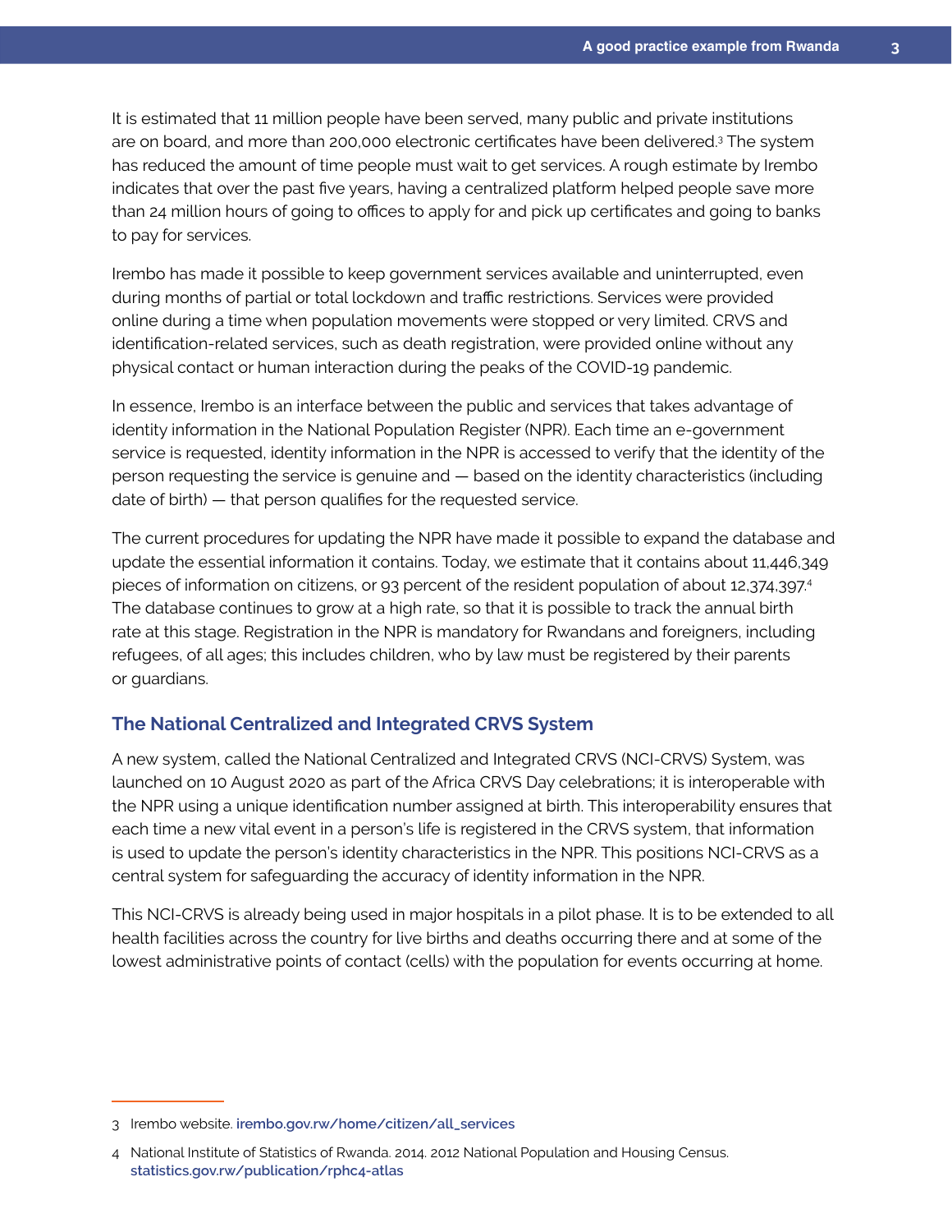It is estimated that 11 million people have been served, many public and private institutions are on board, and more than 200,000 electronic certificates have been delivered.[3] The system has reduced the amount of time people must wait to get services. A rough estimate by Irembo indicates that over the past five years, having a centralized platform helped people save more than 24 million hours of going to offices to apply for and pick up certificates and going to banks to pay for services.

Irembo has made it possible to keep government services available and uninterrupted, even during months of partial or total lockdown and traffic restrictions. Services were provided online during a time when population movements were stopped or very limited. CRVS and identification-related services, such as death registration, were provided online without any physical contact or human interaction during the peaks of the COVID-19 pandemic.

In essence, Irembo is an interface between the public and services that takes advantage of identity information in the National Population Register (NPR). Each time an e-government service is requested, identity information in the NPR is accessed to verify that the identity of the person requesting the service is genuine and — based on the identity characteristics (including date of birth) — that person qualifies for the requested service.

The current procedures for updating the NPR have made it possible to expand the database and update the essential information it contains. Today, we estimate that it contains about 11,446,349 pieces of information on citizens, or 93 percent of the resident population of about 12,374,397.[4] The database continues to grow at a high rate, so that it is possible to track the annual birth rate at this stage. Registration in the NPR is mandatory for Rwandans and foreigners, including refugees, of all ages; this includes children, who by law must be registered by their parents or guardians.

## The National Centralized and Integrated CRVS System

A new system, called the National Centralized and Integrated CRVS (NCI-CRVS) System, was launched on 10 August 2020 as part of the Africa CRVS Day celebrations; it is interoperable with the NPR using a unique identification number assigned at birth. This interoperability ensures that each time a new vital event in a person's life is registered in the CRVS system, that information is used to update the person's identity characteristics in the NPR. This positions NCI-CRVS as a central system for safeguarding the accuracy of identity information in the NPR.

This NCI-CRVS is already being used in major hospitals in a pilot phase. It is to be extended to all health facilities across the country for live births and deaths occurring there and at some of the lowest administrative points of contact (cells) with the population for events occurring at home.

---

3 Irembo website. **irembo.gov.rw/home/citizen/all_services**

4 National Institute of Statistics of Rwanda. 2014. 2012 National Population and Housing Census. **statistics.gov.rw/publication/rphc4-atlas**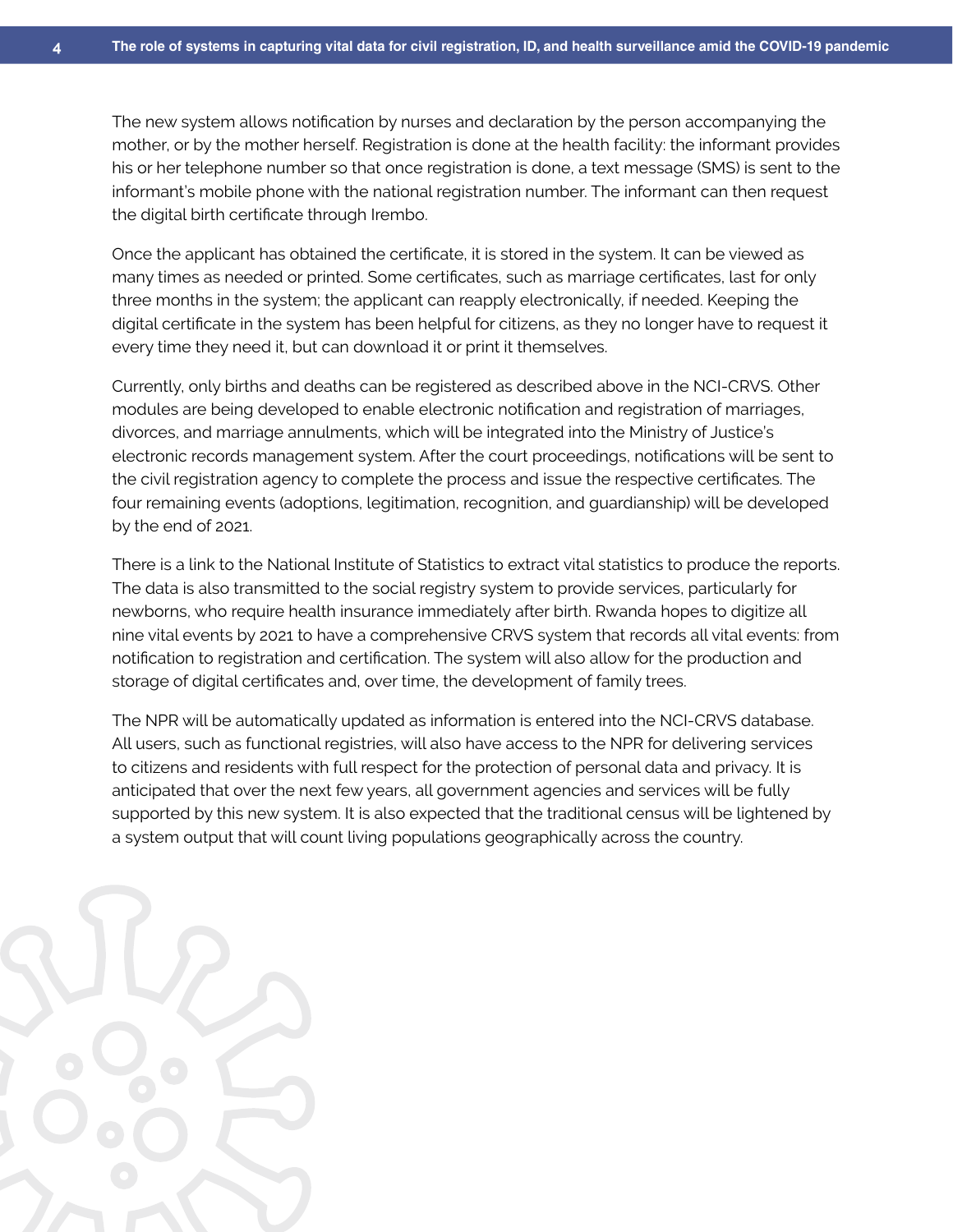The new system allows notification by nurses and declaration by the person accompanying the mother, or by the mother herself. Registration is done at the health facility: the informant provides his or her telephone number so that once registration is done, a text message (SMS) is sent to the informant's mobile phone with the national registration number. The informant can then request the digital birth certificate through Irembo.

Once the applicant has obtained the certificate, it is stored in the system. It can be viewed as many times as needed or printed. Some certificates, such as marriage certificates, last for only three months in the system; the applicant can reapply electronically, if needed. Keeping the digital certificate in the system has been helpful for citizens, as they no longer have to request it every time they need it, but can download it or print it themselves.

Currently, only births and deaths can be registered as described above in the NCI-CRVS. Other modules are being developed to enable electronic notification and registration of marriages, divorces, and marriage annulments, which will be integrated into the Ministry of Justice's electronic records management system. After the court proceedings, notifications will be sent to the civil registration agency to complete the process and issue the respective certificates. The four remaining events (adoptions, legitimation, recognition, and guardianship) will be developed by the end of 2021.

There is a link to the National Institute of Statistics to extract vital statistics to produce the reports. The data is also transmitted to the social registry system to provide services, particularly for newborns, who require health insurance immediately after birth. Rwanda hopes to digitize all nine vital events by 2021 to have a comprehensive CRVS system that records all vital events: from notification to registration and certification. The system will also allow for the production and storage of digital certificates and, over time, the development of family trees.

The NPR will be automatically updated as information is entered into the NCI-CRVS database. All users, such as functional registries, will also have access to the NPR for delivering services to citizens and residents with full respect for the protection of personal data and privacy. It is anticipated that over the next few years, all government agencies and services will be fully supported by this new system. It is also expected that the traditional census will be lightened by a system output that will count living populations geographically across the country.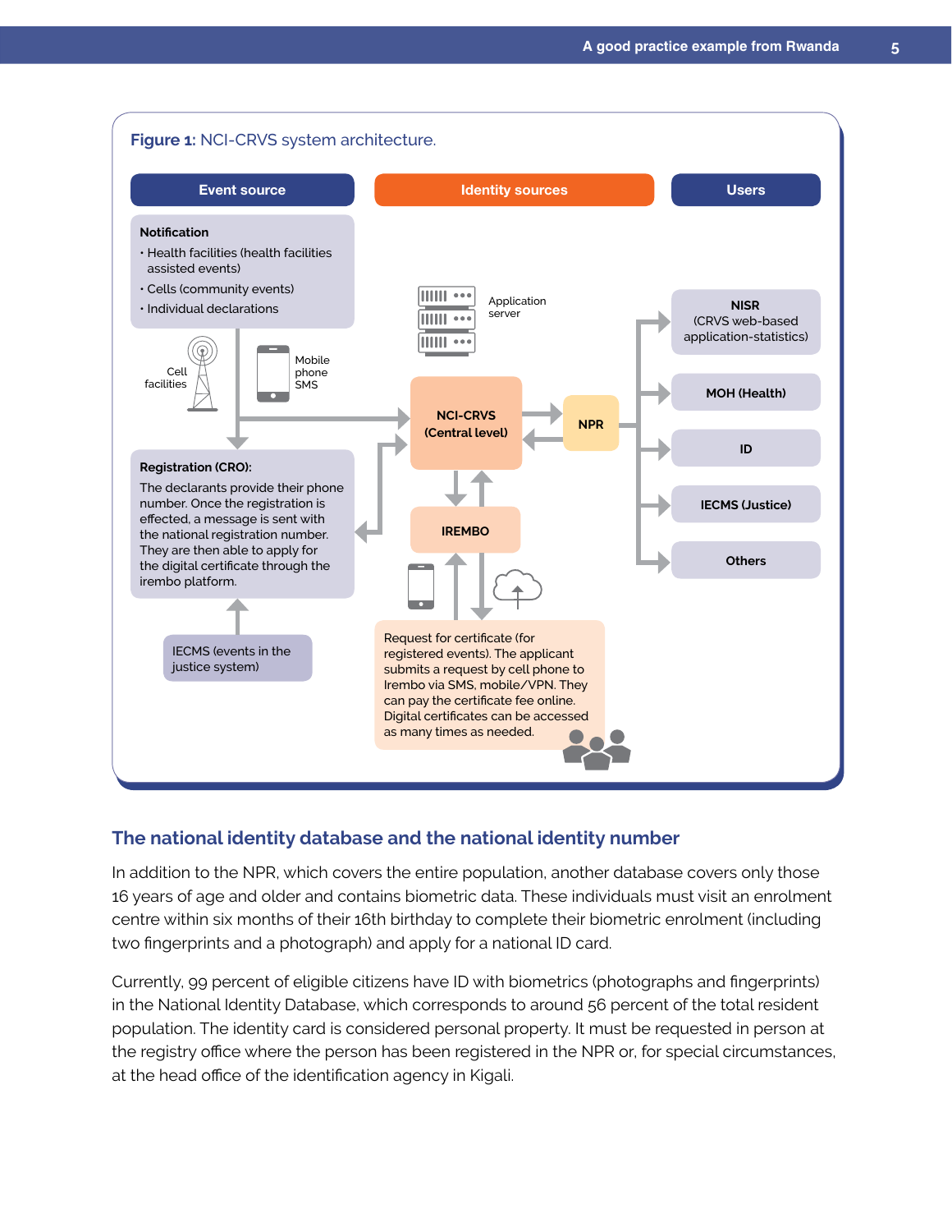**Figure 1:** NCI-CRVS system architecture.

**Event source**

**Notification**
- Health facilities (health facilities assisted events)
- Cells (community events)
- Individual declarations

Cell facilities

Mobile phone SMS

**Registration (CRO):**
The declarants provide their phone number. Once the registration is effected, a message is sent with the national registration number. They are then able to apply for the digital certificate through the irembo platform.

IECMS (events in the justice system)

**Identity sources**

Application server

**NCI-CRVS (Central level)**

**NPR**

**IREMBO**

Request for certificate (for registered events). The applicant submits a request by cell phone to Irembo via SMS, mobile/VPN. They can pay the certificate fee online. Digital certificates can be accessed as many times as needed.

**Users**

**NISR** (CRVS web-based application-statistics)

**MOH (Health)**

**ID**

**IECMS (Justice)**

**Others**

## The national identity database and the national identity number

In addition to the NPR, which covers the entire population, another database covers only those 16 years of age and older and contains biometric data. These individuals must visit an enrolment centre within six months of their 16th birthday to complete their biometric enrolment (including two fingerprints and a photograph) and apply for a national ID card.

Currently, 99 percent of eligible citizens have ID with biometrics (photographs and fingerprints) in the National Identity Database, which corresponds to around 56 percent of the total resident population. The identity card is considered personal property. It must be requested in person at the registry office where the person has been registered in the NPR or, for special circumstances, at the head office of the identification agency in Kigali.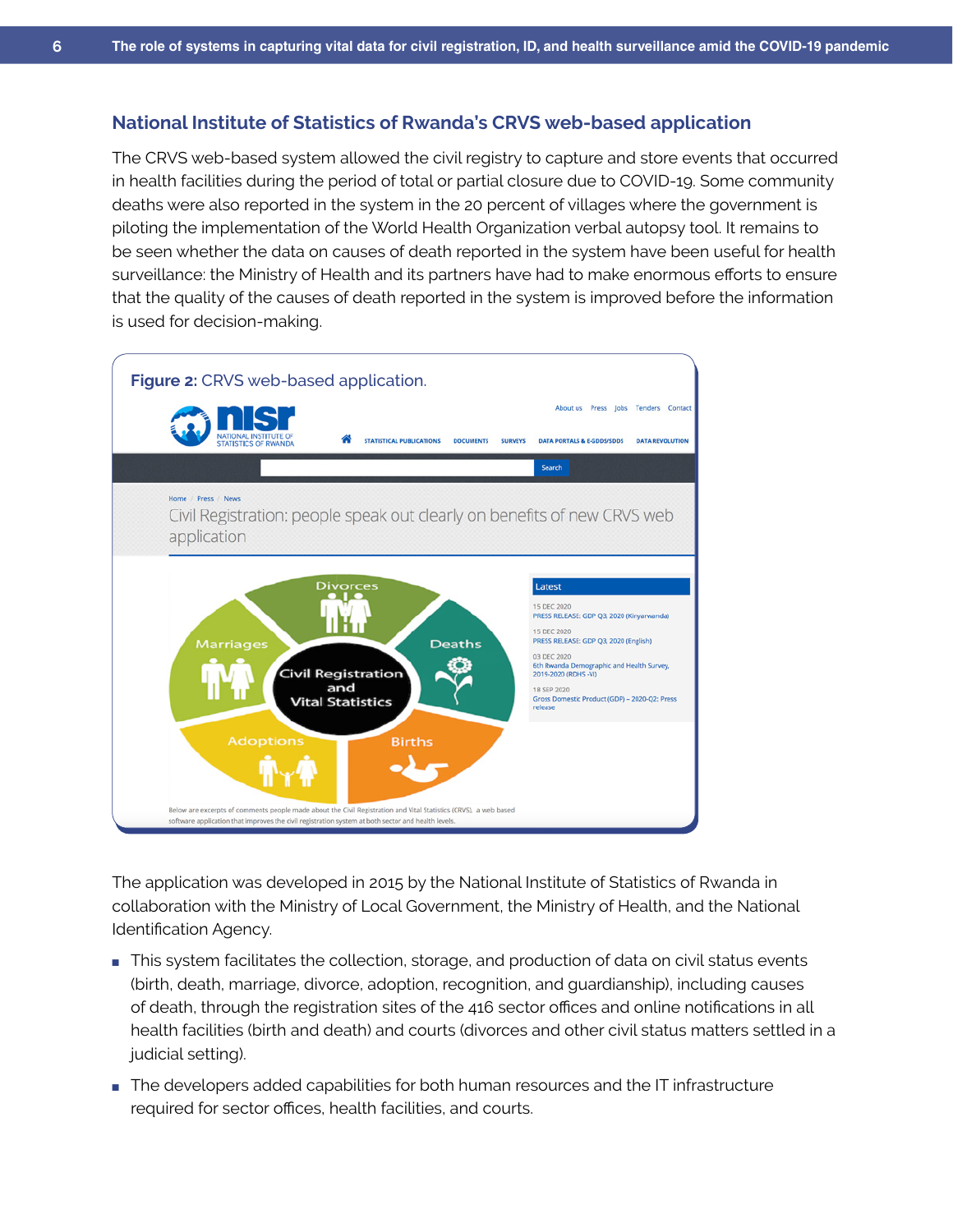## National Institute of Statistics of Rwanda's CRVS web-based application

The CRVS web-based system allowed the civil registry to capture and store events that occurred in health facilities during the period of total or partial closure due to COVID-19. Some community deaths were also reported in the system in the 20 percent of villages where the government is piloting the implementation of the World Health Organization verbal autopsy tool. It remains to be seen whether the data on causes of death reported in the system have been useful for health surveillance: the Ministry of Health and its partners have had to make enormous efforts to ensure that the quality of the causes of death reported in the system is improved before the information is used for decision-making.

**Figure 2:** CRVS web-based application.

The application was developed in 2015 by the National Institute of Statistics of Rwanda in collaboration with the Ministry of Local Government, the Ministry of Health, and the National Identification Agency.

- This system facilitates the collection, storage, and production of data on civil status events (birth, death, marriage, divorce, adoption, recognition, and guardianship), including causes of death, through the registration sites of the 416 sector offices and online notifications in all health facilities (birth and death) and courts (divorces and other civil status matters settled in a judicial setting).
- The developers added capabilities for both human resources and the IT infrastructure required for sector offices, health facilities, and courts.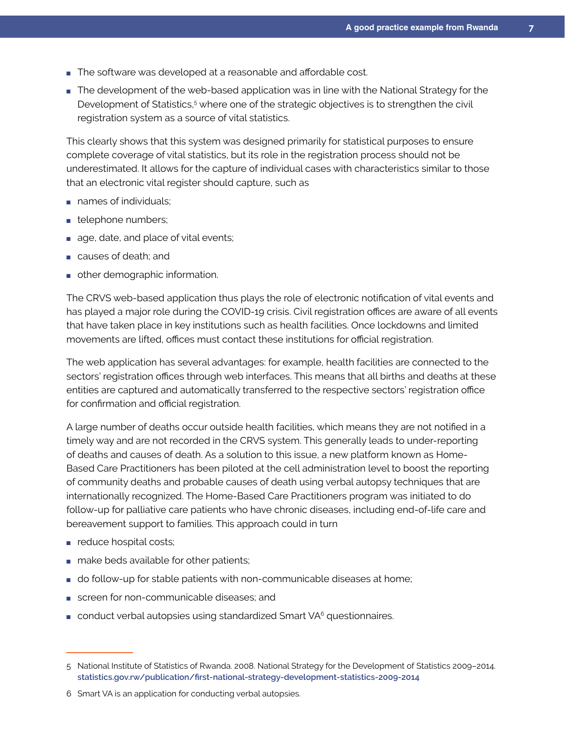- The software was developed at a reasonable and affordable cost.
- The development of the web-based application was in line with the National Strategy for the Development of Statistics,[5] where one of the strategic objectives is to strengthen the civil registration system as a source of vital statistics.

This clearly shows that this system was designed primarily for statistical purposes to ensure complete coverage of vital statistics, but its role in the registration process should not be underestimated. It allows for the capture of individual cases with characteristics similar to those that an electronic vital register should capture, such as

- names of individuals;
- telephone numbers;
- age, date, and place of vital events;
- causes of death; and
- other demographic information.

The CRVS web-based application thus plays the role of electronic notification of vital events and has played a major role during the COVID-19 crisis. Civil registration offices are aware of all events that have taken place in key institutions such as health facilities. Once lockdowns and limited movements are lifted, offices must contact these institutions for official registration.

The web application has several advantages: for example, health facilities are connected to the sectors' registration offices through web interfaces. This means that all births and deaths at these entities are captured and automatically transferred to the respective sectors' registration office for confirmation and official registration.

A large number of deaths occur outside health facilities, which means they are not notified in a timely way and are not recorded in the CRVS system. This generally leads to under-reporting of deaths and causes of death. As a solution to this issue, a new platform known as Home-Based Care Practitioners has been piloted at the cell administration level to boost the reporting of community deaths and probable causes of death using verbal autopsy techniques that are internationally recognized. The Home-Based Care Practitioners program was initiated to do follow-up for palliative care patients who have chronic diseases, including end-of-life care and bereavement support to families. This approach could in turn

- reduce hospital costs;
- make beds available for other patients;
- do follow-up for stable patients with non-communicable diseases at home;
- screen for non-communicable diseases; and
- conduct verbal autopsies using standardized Smart VA[6] questionnaires.

---

5 National Institute of Statistics of Rwanda. 2008. National Strategy for the Development of Statistics 2009–2014. statistics.gov.rw/publication/first-national-strategy-development-statistics-2009-2014

6 Smart VA is an application for conducting verbal autopsies.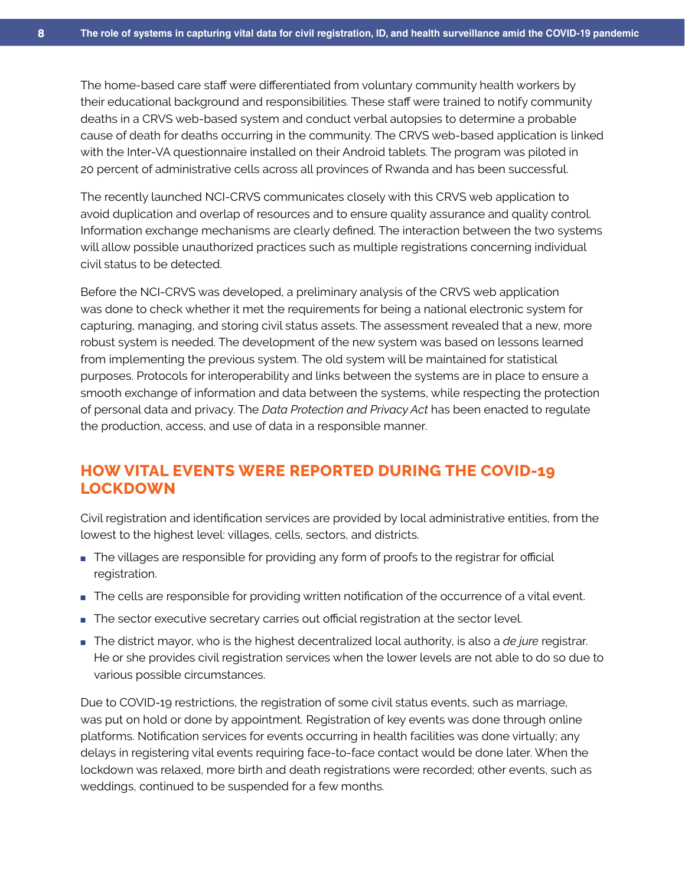The home-based care staff were differentiated from voluntary community health workers by their educational background and responsibilities. These staff were trained to notify community deaths in a CRVS web-based system and conduct verbal autopsies to determine a probable cause of death for deaths occurring in the community. The CRVS web-based application is linked with the Inter-VA questionnaire installed on their Android tablets. The program was piloted in 20 percent of administrative cells across all provinces of Rwanda and has been successful.

The recently launched NCI-CRVS communicates closely with this CRVS web application to avoid duplication and overlap of resources and to ensure quality assurance and quality control. Information exchange mechanisms are clearly defined. The interaction between the two systems will allow possible unauthorized practices such as multiple registrations concerning individual civil status to be detected.

Before the NCI-CRVS was developed, a preliminary analysis of the CRVS web application was done to check whether it met the requirements for being a national electronic system for capturing, managing, and storing civil status assets. The assessment revealed that a new, more robust system is needed. The development of the new system was based on lessons learned from implementing the previous system. The old system will be maintained for statistical purposes. Protocols for interoperability and links between the systems are in place to ensure a smooth exchange of information and data between the systems, while respecting the protection of personal data and privacy. The *Data Protection and Privacy Act* has been enacted to regulate the production, access, and use of data in a responsible manner.

## HOW VITAL EVENTS WERE REPORTED DURING THE COVID-19 LOCKDOWN

Civil registration and identification services are provided by local administrative entities, from the lowest to the highest level: villages, cells, sectors, and districts.

- The villages are responsible for providing any form of proofs to the registrar for official registration.
- The cells are responsible for providing written notification of the occurrence of a vital event.
- The sector executive secretary carries out official registration at the sector level.
- The district mayor, who is the highest decentralized local authority, is also a *de jure* registrar. He or she provides civil registration services when the lower levels are not able to do so due to various possible circumstances.

Due to COVID-19 restrictions, the registration of some civil status events, such as marriage, was put on hold or done by appointment. Registration of key events was done through online platforms. Notification services for events occurring in health facilities was done virtually; any delays in registering vital events requiring face-to-face contact would be done later. When the lockdown was relaxed, more birth and death registrations were recorded; other events, such as weddings, continued to be suspended for a few months.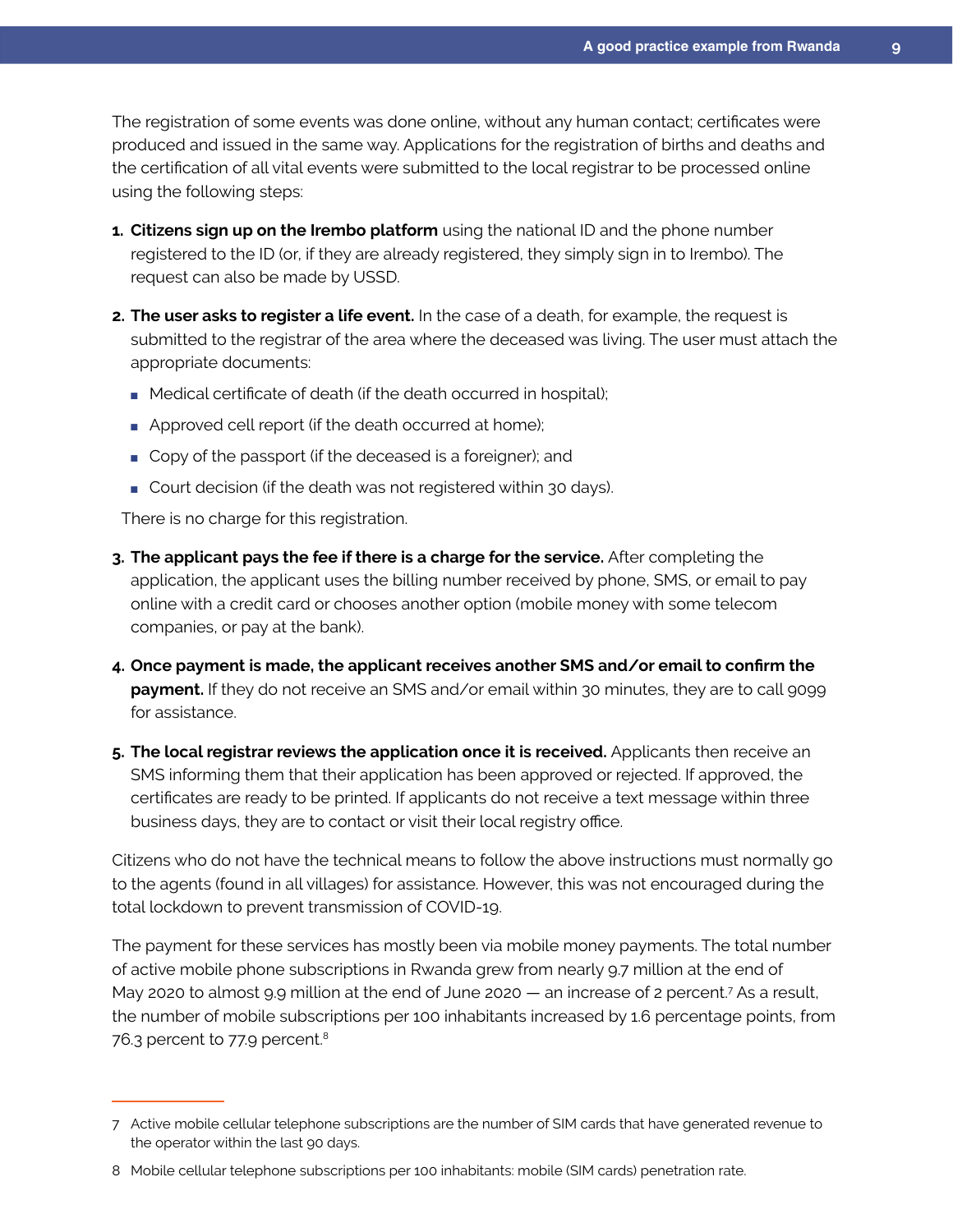The registration of some events was done online, without any human contact; certificates were produced and issued in the same way. Applications for the registration of births and deaths and the certification of all vital events were submitted to the local registrar to be processed online using the following steps:

1. **Citizens sign up on the Irembo platform** using the national ID and the phone number registered to the ID (or, if they are already registered, they simply sign in to Irembo). The request can also be made by USSD.
2. **The user asks to register a life event.** In the case of a death, for example, the request is submitted to the registrar of the area where the deceased was living. The user must attach the appropriate documents:
   - Medical certificate of death (if the death occurred in hospital);
   - Approved cell report (if the death occurred at home);
   - Copy of the passport (if the deceased is a foreigner); and
   - Court decision (if the death was not registered within 30 days).

   There is no charge for this registration.
3. **The applicant pays the fee if there is a charge for the service.** After completing the application, the applicant uses the billing number received by phone, SMS, or email to pay online with a credit card or chooses another option (mobile money with some telecom companies, or pay at the bank).
4. **Once payment is made, the applicant receives another SMS and/or email to confirm the payment.** If they do not receive an SMS and/or email within 30 minutes, they are to call 9099 for assistance.
5. **The local registrar reviews the application once it is received.** Applicants then receive an SMS informing them that their application has been approved or rejected. If approved, the certificates are ready to be printed. If applicants do not receive a text message within three business days, they are to contact or visit their local registry office.

Citizens who do not have the technical means to follow the above instructions must normally go to the agents (found in all villages) for assistance. However, this was not encouraged during the total lockdown to prevent transmission of COVID-19.

The payment for these services has mostly been via mobile money payments. The total number of active mobile phone subscriptions in Rwanda grew from nearly 9.7 million at the end of May 2020 to almost 9.9 million at the end of June 2020 — an increase of 2 percent.[7] As a result, the number of mobile subscriptions per 100 inhabitants increased by 1.6 percentage points, from 76.3 percent to 77.9 percent.[8]

---

7 Active mobile cellular telephone subscriptions are the number of SIM cards that have generated revenue to the operator within the last 90 days.

8 Mobile cellular telephone subscriptions per 100 inhabitants: mobile (SIM cards) penetration rate.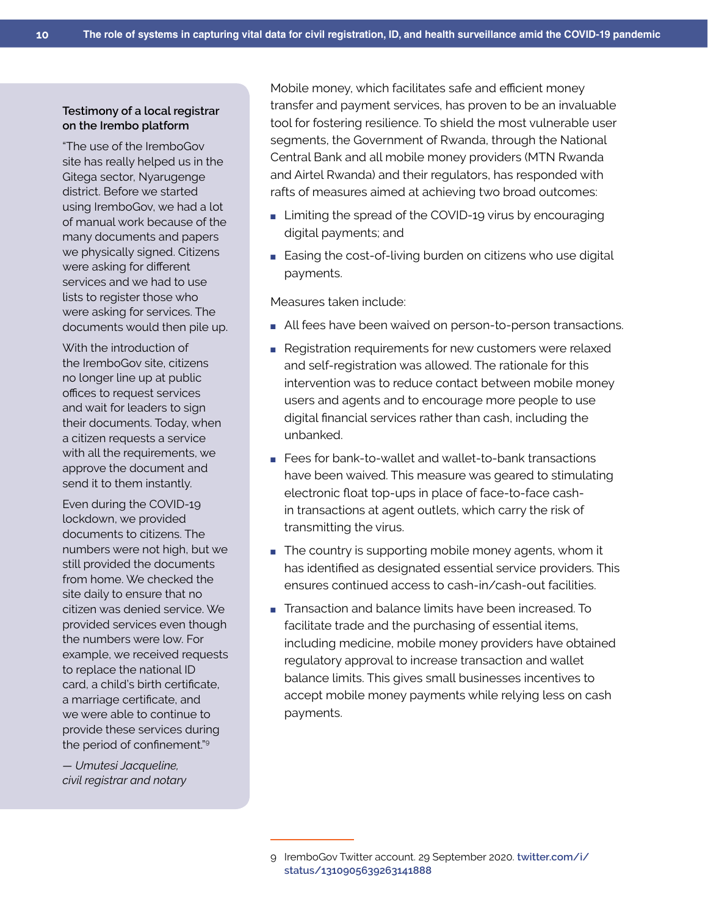### Testimony of a local registrar on the Irembo platform

"The use of the IremboGov site has really helped us in the Gitega sector, Nyarugenge district. Before we started using IremboGov, we had a lot of manual work because of the many documents and papers we physically signed. Citizens were asking for different services and we had to use lists to register those who were asking for services. The documents would then pile up.

With the introduction of the IremboGov site, citizens no longer line up at public offices to request services and wait for leaders to sign their documents. Today, when a citizen requests a service with all the requirements, we approve the document and send it to them instantly.

Even during the COVID-19 lockdown, we provided documents to citizens. The numbers were not high, but we still provided the documents from home. We checked the site daily to ensure that no citizen was denied service. We provided services even though the numbers were low. For example, we received requests to replace the national ID card, a child's birth certificate, a marriage certificate, and we were able to continue to provide these services during the period of confinement."[9]

*— Umutesi Jacqueline, civil registrar and notary*

Mobile money, which facilitates safe and efficient money transfer and payment services, has proven to be an invaluable tool for fostering resilience. To shield the most vulnerable user segments, the Government of Rwanda, through the National Central Bank and all mobile money providers (MTN Rwanda and Airtel Rwanda) and their regulators, has responded with rafts of measures aimed at achieving two broad outcomes:

- Limiting the spread of the COVID-19 virus by encouraging digital payments; and
- Easing the cost-of-living burden on citizens who use digital payments.

Measures taken include:

- All fees have been waived on person-to-person transactions.
- Registration requirements for new customers were relaxed and self-registration was allowed. The rationale for this intervention was to reduce contact between mobile money users and agents and to encourage more people to use digital financial services rather than cash, including the unbanked.
- Fees for bank-to-wallet and wallet-to-bank transactions have been waived. This measure was geared to stimulating electronic float top-ups in place of face-to-face cash-in transactions at agent outlets, which carry the risk of transmitting the virus.
- The country is supporting mobile money agents, whom it has identified as designated essential service providers. This ensures continued access to cash-in/cash-out facilities.
- Transaction and balance limits have been increased. To facilitate trade and the purchasing of essential items, including medicine, mobile money providers have obtained regulatory approval to increase transaction and wallet balance limits. This gives small businesses incentives to accept mobile money payments while relying less on cash payments.

9 IremboGov Twitter account. 29 September 2020. twitter.com/i/status/1310905639263141888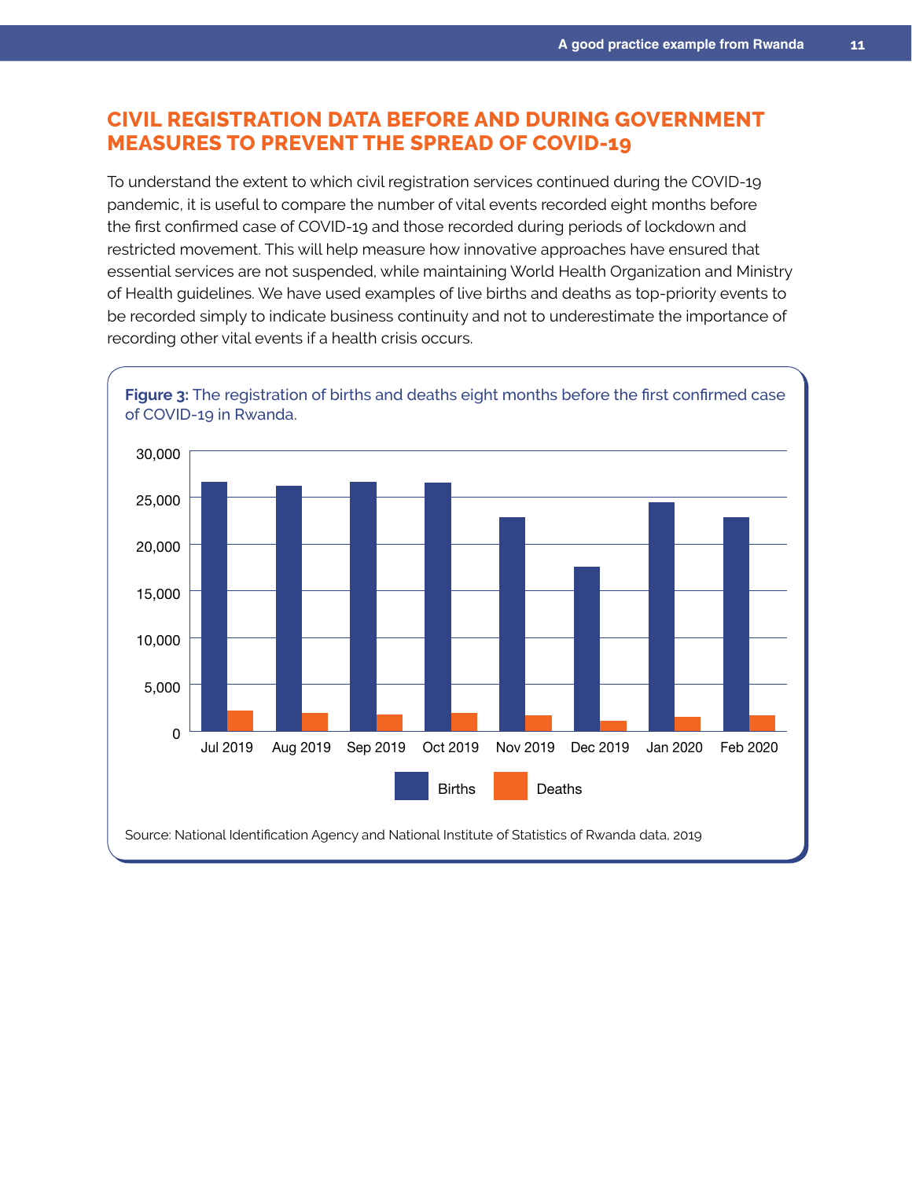## CIVIL REGISTRATION DATA BEFORE AND DURING GOVERNMENT MEASURES TO PREVENT THE SPREAD OF COVID-19

To understand the extent to which civil registration services continued during the COVID-19 pandemic, it is useful to compare the number of vital events recorded eight months before the first confirmed case of COVID-19 and those recorded during periods of lockdown and restricted movement. This will help measure how innovative approaches have ensured that essential services are not suspended, while maintaining World Health Organization and Ministry of Health guidelines. We have used examples of live births and deaths as top-priority events to be recorded simply to indicate business continuity and not to underestimate the importance of recording other vital events if a health crisis occurs.

**Figure 3:** The registration of births and deaths eight months before the first confirmed case of COVID-19 in Rwanda.

30,000
25,000
20,000
15,000
10,000
5,000
0

Jul 2019
Aug 2019
Sep 2019
Oct 2019
Nov 2019
Dec 2019
Jan 2020
Feb 2020

Births
Deaths

Source: National Identification Agency and National Institute of Statistics of Rwanda data, 2019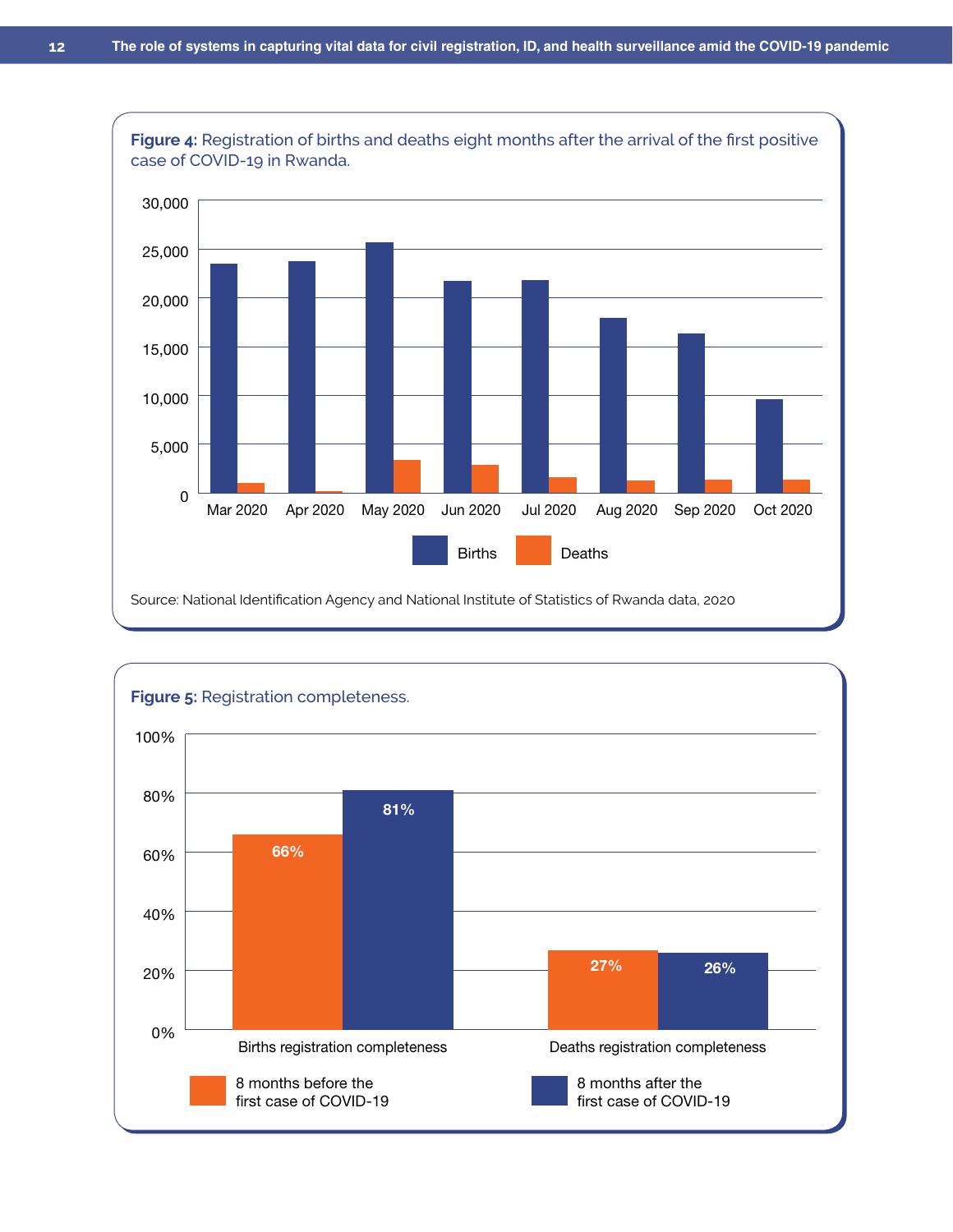**Figure 4:** Registration of births and deaths eight months after the arrival of the first positive case of COVID-19 in Rwanda.

30,000
25,000
20,000
15,000
10,000
5,000
0

Mar 2020 Apr 2020 May 2020 Jun 2020 Jul 2020 Aug 2020 Sep 2020 Oct 2020

Births Deaths

Source: National Identification Agency and National Institute of Statistics of Rwanda data, 2020

**Figure 5:** Registration completeness.

100%
80%
60%
40%
20%
0%

66% 81% 27% 26%

Births registration completeness

Deaths registration completeness

8 months before the first case of COVID-19

8 months after the first case of COVID-19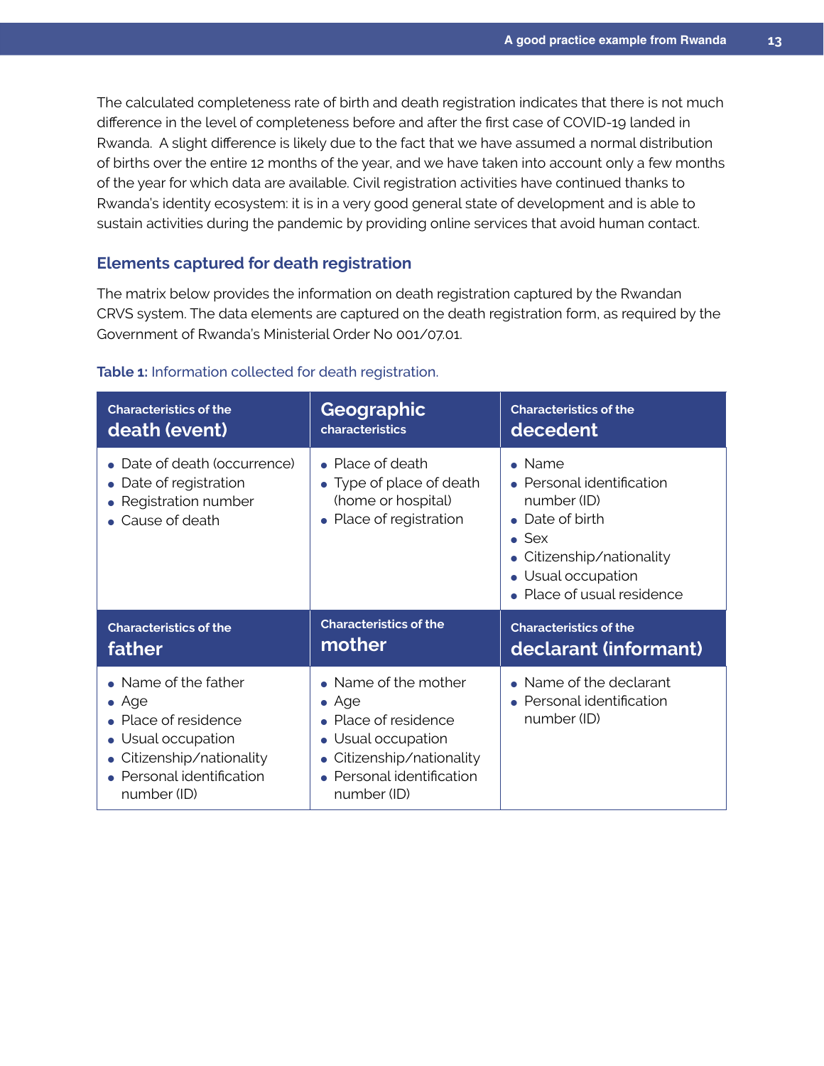The calculated completeness rate of birth and death registration indicates that there is not much difference in the level of completeness before and after the first case of COVID-19 landed in Rwanda. A slight difference is likely due to the fact that we have assumed a normal distribution of births over the entire 12 months of the year, and we have taken into account only a few months of the year for which data are available. Civil registration activities have continued thanks to Rwanda's identity ecosystem: it is in a very good general state of development and is able to sustain activities during the pandemic by providing online services that avoid human contact.

## Elements captured for death registration

The matrix below provides the information on death registration captured by the Rwandan CRVS system. The data elements are captured on the death registration form, as required by the Government of Rwanda's Ministerial Order No 001/07.01.

**Table 1:** Information collected for death registration.

| Characteristics of the **death (event)** | **Geographic** characteristics | Characteristics of the **decedent** |
|---|---|---|
| • Date of death (occurrence)<br>• Date of registration<br>• Registration number<br>• Cause of death | • Place of death<br>• Type of place of death (home or hospital)<br>• Place of registration | • Name<br>• Personal identification number (ID)<br>• Date of birth<br>• Sex<br>• Citizenship/nationality<br>• Usual occupation<br>• Place of usual residence |
| **Characteristics of the father** | **Characteristics of the mother** | **Characteristics of the declarant (informant)** |
| • Name of the father<br>• Age<br>• Place of residence<br>• Usual occupation<br>• Citizenship/nationality<br>• Personal identification number (ID) | • Name of the mother<br>• Age<br>• Place of residence<br>• Usual occupation<br>• Citizenship/nationality<br>• Personal identification number (ID) | • Name of the declarant<br>• Personal identification number (ID) |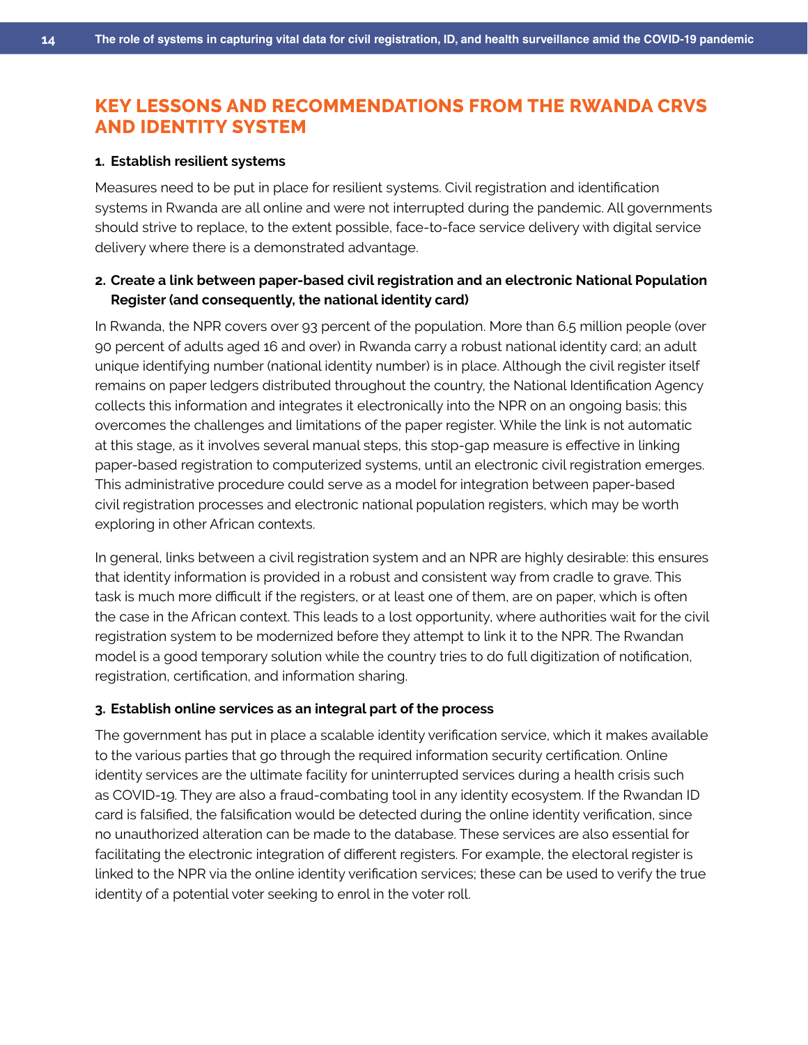## KEY LESSONS AND RECOMMENDATIONS FROM THE RWANDA CRVS AND IDENTITY SYSTEM

**1. Establish resilient systems**

Measures need to be put in place for resilient systems. Civil registration and identification systems in Rwanda are all online and were not interrupted during the pandemic. All governments should strive to replace, to the extent possible, face-to-face service delivery with digital service delivery where there is a demonstrated advantage.

**2. Create a link between paper-based civil registration and an electronic National Population Register (and consequently, the national identity card)**

In Rwanda, the NPR covers over 93 percent of the population. More than 6.5 million people (over 90 percent of adults aged 16 and over) in Rwanda carry a robust national identity card; an adult unique identifying number (national identity number) is in place. Although the civil register itself remains on paper ledgers distributed throughout the country, the National Identification Agency collects this information and integrates it electronically into the NPR on an ongoing basis; this overcomes the challenges and limitations of the paper register. While the link is not automatic at this stage, as it involves several manual steps, this stop-gap measure is effective in linking paper-based registration to computerized systems, until an electronic civil registration emerges. This administrative procedure could serve as a model for integration between paper-based civil registration processes and electronic national population registers, which may be worth exploring in other African contexts.

In general, links between a civil registration system and an NPR are highly desirable: this ensures that identity information is provided in a robust and consistent way from cradle to grave. This task is much more difficult if the registers, or at least one of them, are on paper, which is often the case in the African context. This leads to a lost opportunity, where authorities wait for the civil registration system to be modernized before they attempt to link it to the NPR. The Rwandan model is a good temporary solution while the country tries to do full digitization of notification, registration, certification, and information sharing.

**3. Establish online services as an integral part of the process**

The government has put in place a scalable identity verification service, which it makes available to the various parties that go through the required information security certification. Online identity services are the ultimate facility for uninterrupted services during a health crisis such as COVID-19. They are also a fraud-combating tool in any identity ecosystem. If the Rwandan ID card is falsified, the falsification would be detected during the online identity verification, since no unauthorized alteration can be made to the database. These services are also essential for facilitating the electronic integration of different registers. For example, the electoral register is linked to the NPR via the online identity verification services; these can be used to verify the true identity of a potential voter seeking to enrol in the voter roll.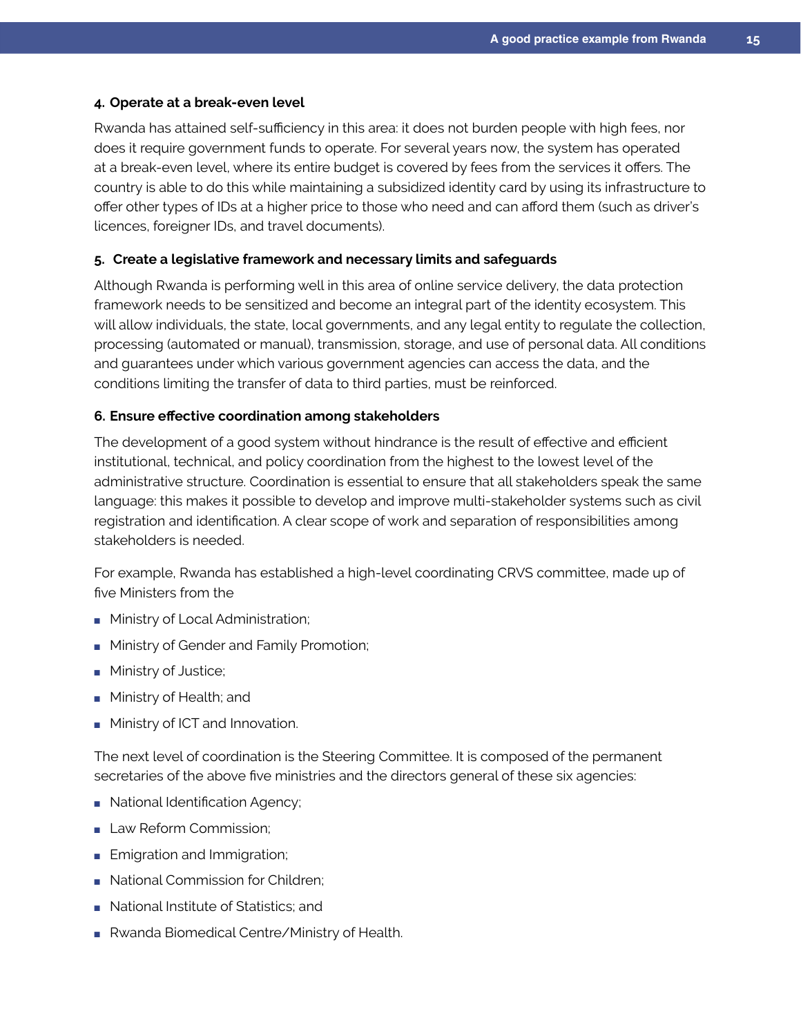#### 4. Operate at a break-even level

Rwanda has attained self-sufficiency in this area: it does not burden people with high fees, nor does it require government funds to operate. For several years now, the system has operated at a break-even level, where its entire budget is covered by fees from the services it offers. The country is able to do this while maintaining a subsidized identity card by using its infrastructure to offer other types of IDs at a higher price to those who need and can afford them (such as driver's licences, foreigner IDs, and travel documents).

#### 5. Create a legislative framework and necessary limits and safeguards

Although Rwanda is performing well in this area of online service delivery, the data protection framework needs to be sensitized and become an integral part of the identity ecosystem. This will allow individuals, the state, local governments, and any legal entity to regulate the collection, processing (automated or manual), transmission, storage, and use of personal data. All conditions and guarantees under which various government agencies can access the data, and the conditions limiting the transfer of data to third parties, must be reinforced.

#### 6. Ensure effective coordination among stakeholders

The development of a good system without hindrance is the result of effective and efficient institutional, technical, and policy coordination from the highest to the lowest level of the administrative structure. Coordination is essential to ensure that all stakeholders speak the same language: this makes it possible to develop and improve multi-stakeholder systems such as civil registration and identification. A clear scope of work and separation of responsibilities among stakeholders is needed.

For example, Rwanda has established a high-level coordinating CRVS committee, made up of five Ministers from the

- Ministry of Local Administration;
- Ministry of Gender and Family Promotion;
- Ministry of Justice;
- Ministry of Health; and
- Ministry of ICT and Innovation.

The next level of coordination is the Steering Committee. It is composed of the permanent secretaries of the above five ministries and the directors general of these six agencies:

- National Identification Agency;
- Law Reform Commission;
- Emigration and Immigration;
- National Commission for Children;
- National Institute of Statistics; and
- Rwanda Biomedical Centre/Ministry of Health.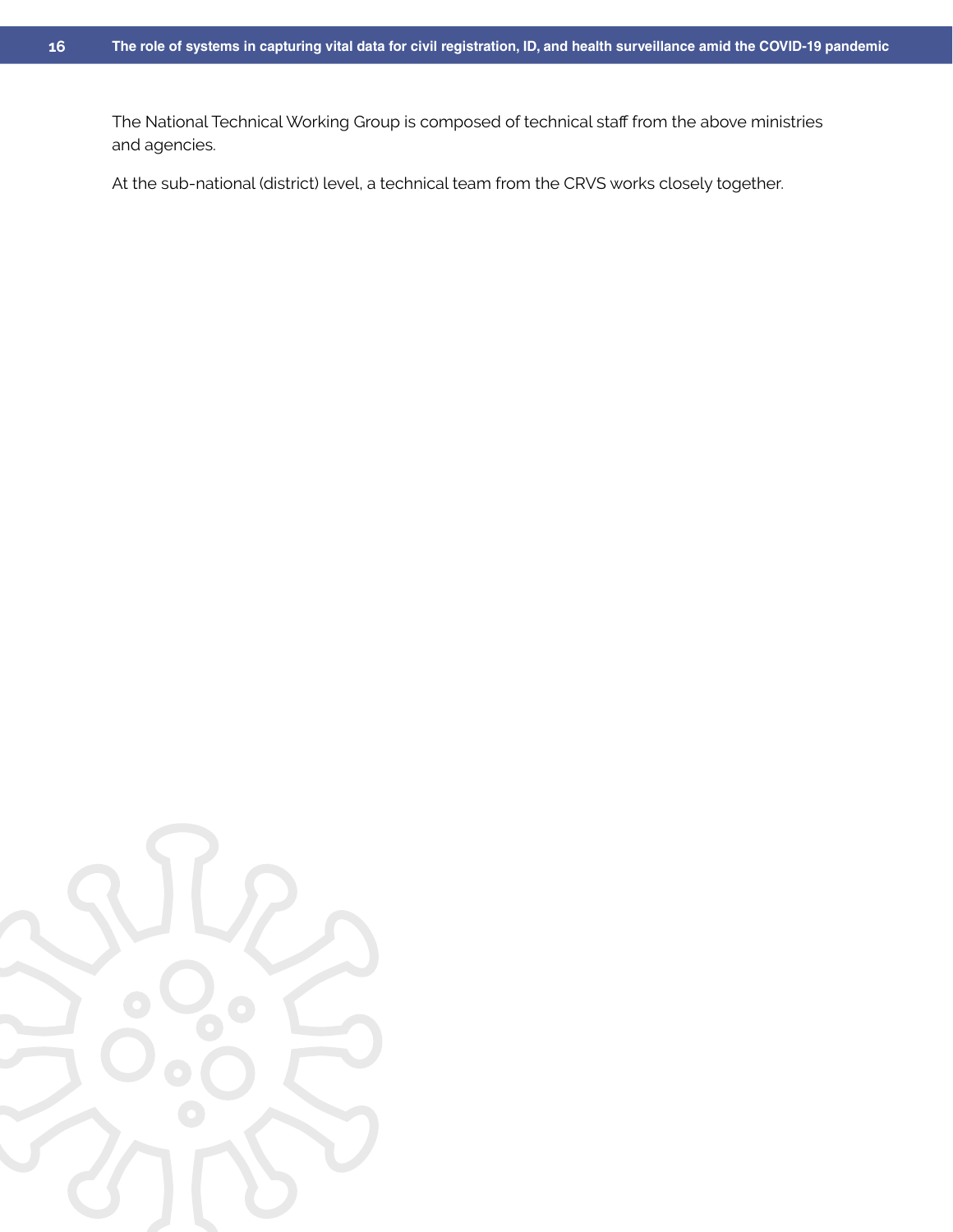The National Technical Working Group is composed of technical staff from the above ministries and agencies.

At the sub-national (district) level, a technical team from the CRVS works closely together.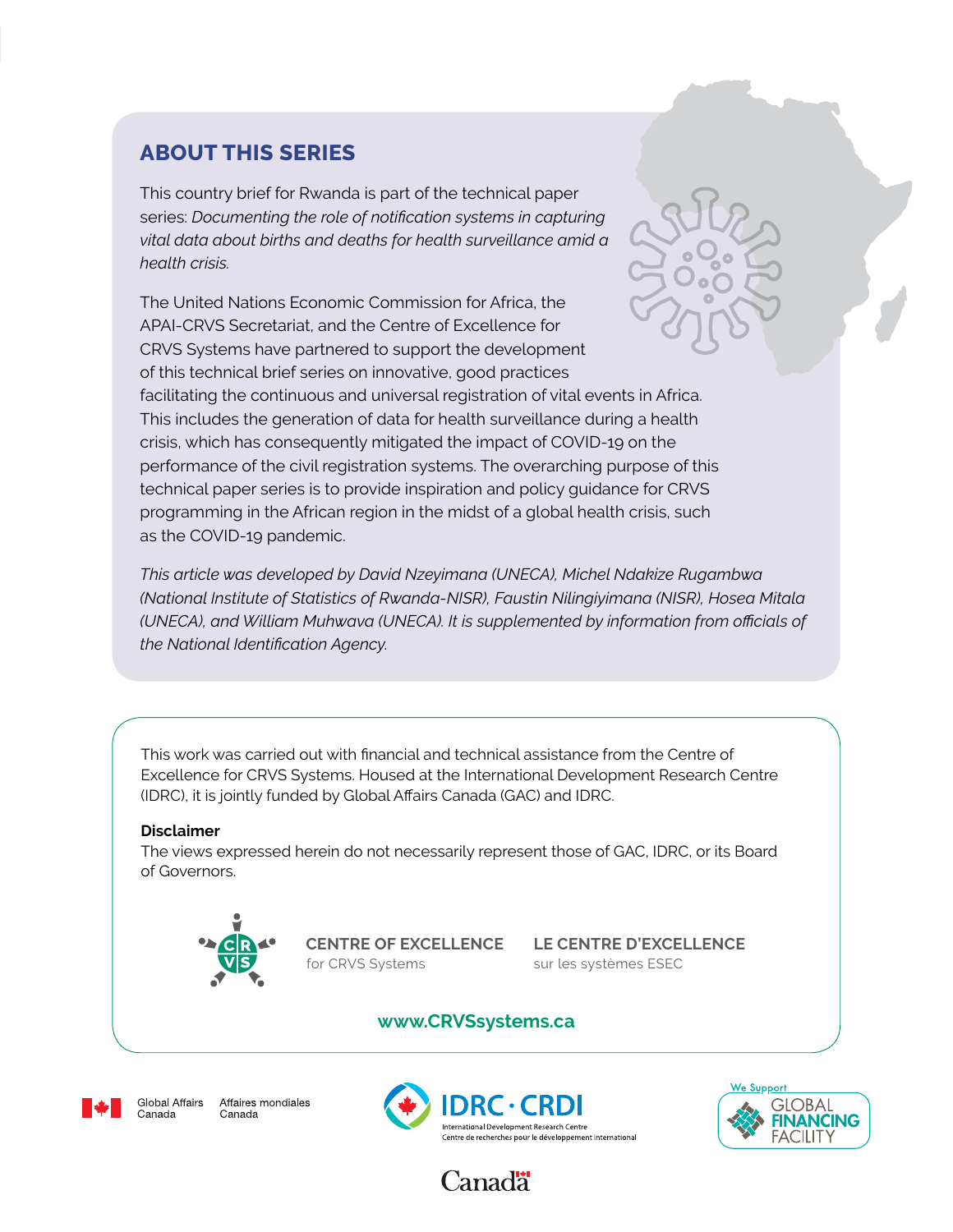## ABOUT THIS SERIES

This country brief for Rwanda is part of the technical paper series: *Documenting the role of notification systems in capturing vital data about births and deaths for health surveillance amid a health crisis.*

The United Nations Economic Commission for Africa, the APAI-CRVS Secretariat, and the Centre of Excellence for CRVS Systems have partnered to support the development of this technical brief series on innovative, good practices facilitating the continuous and universal registration of vital events in Africa. This includes the generation of data for health surveillance during a health crisis, which has consequently mitigated the impact of COVID-19 on the performance of the civil registration systems. The overarching purpose of this technical paper series is to provide inspiration and policy guidance for CRVS programming in the African region in the midst of a global health crisis, such as the COVID-19 pandemic.

*This article was developed by David Nzeyimana (UNECA), Michel Ndakize Rugambwa (National Institute of Statistics of Rwanda-NISR), Faustin Nilingiyimana (NISR), Hosea Mitala (UNECA), and William Muhwava (UNECA). It is supplemented by information from officials of the National Identification Agency.*

This work was carried out with financial and technical assistance from the Centre of Excellence for CRVS Systems. Housed at the International Development Research Centre (IDRC), it is jointly funded by Global Affairs Canada (GAC) and IDRC.

**Disclaimer**
The views expressed herein do not necessarily represent those of GAC, IDRC, or its Board of Governors.

CENTRE OF EXCELLENCE for CRVS Systems

LE CENTRE D'EXCELLENCE sur les systèmes ESEC

www.CRVSsystems.ca

Global Affairs Canada / Affaires mondiales Canada

IDRC · CRDI — International Development Research Centre / Centre de recherches pour le développement international

We Support GLOBAL FINANCING FACILITY

Canada